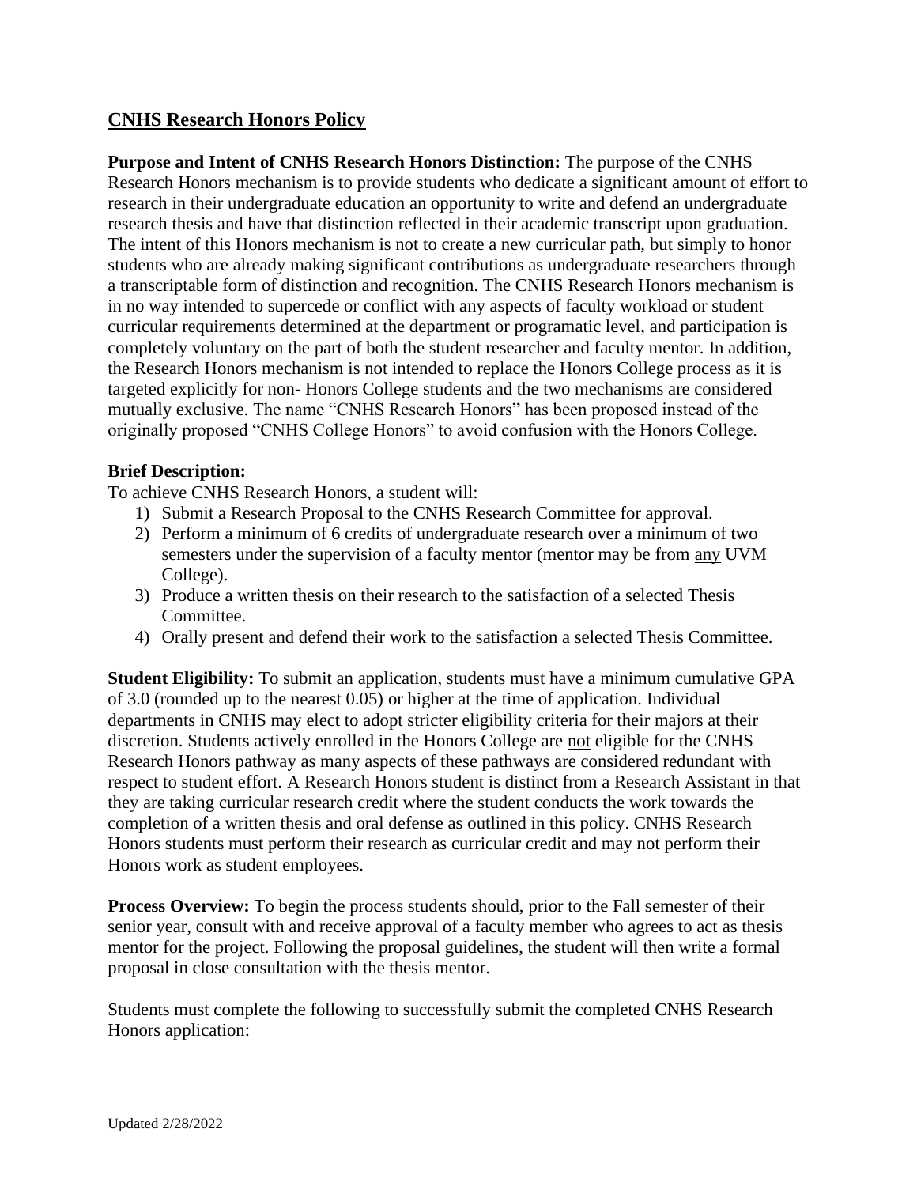## CNHS Research Honors Policy

**Purpose and Intent of CNHS Research Honors Distinction:** The purpose of the CNHS Research Honors mechanism is to provide students who dedicate a significant amount of effort to research in their undergraduate education an opportunity to write and defend an undergraduate research thesis and have that distinction reflected in their academic transcript upon graduation. The intent of this Honors mechanism is not to create a new curricular path, but simply to honor students who are already making significant contributions as undergraduate researchers through a transcriptable form of distinction and recognition. The CNHS Research Honors mechanism is in no way intended to supercede or conflict with any aspects of faculty workload or student curricular requirements determined at the department or programatic level, and participation is completely voluntary on the part of both the student researcher and faculty mentor. In addition, the Research Honors mechanism is not intended to replace the Honors College process as it is targeted explicitly for non- Honors College students and the two mechanisms are considered mutually exclusive. The name "CNHS Research Honors" has been proposed instead of the originally proposed "CNHS College Honors" to avoid confusion with the Honors College.

**Brief Description:**

To achieve CNHS Research Honors, a student will:

1) Submit a Research Proposal to the CNHS Research Committee for approval.
2) Perform a minimum of 6 credits of undergraduate research over a minimum of two semesters under the supervision of a faculty mentor (mentor may be from any UVM College).
3) Produce a written thesis on their research to the satisfaction of a selected Thesis Committee.
4) Orally present and defend their work to the satisfaction a selected Thesis Committee.

**Student Eligibility:** To submit an application, students must have a minimum cumulative GPA of 3.0 (rounded up to the nearest 0.05) or higher at the time of application. Individual departments in CNHS may elect to adopt stricter eligibility criteria for their majors at their discretion. Students actively enrolled in the Honors College are not eligible for the CNHS Research Honors pathway as many aspects of these pathways are considered redundant with respect to student effort. A Research Honors student is distinct from a Research Assistant in that they are taking curricular research credit where the student conducts the work towards the completion of a written thesis and oral defense as outlined in this policy. CNHS Research Honors students must perform their research as curricular credit and may not perform their Honors work as student employees.

**Process Overview:** To begin the process students should, prior to the Fall semester of their senior year, consult with and receive approval of a faculty member who agrees to act as thesis mentor for the project. Following the proposal guidelines, the student will then write a formal proposal in close consultation with the thesis mentor.

Students must complete the following to successfully submit the completed CNHS Research Honors application: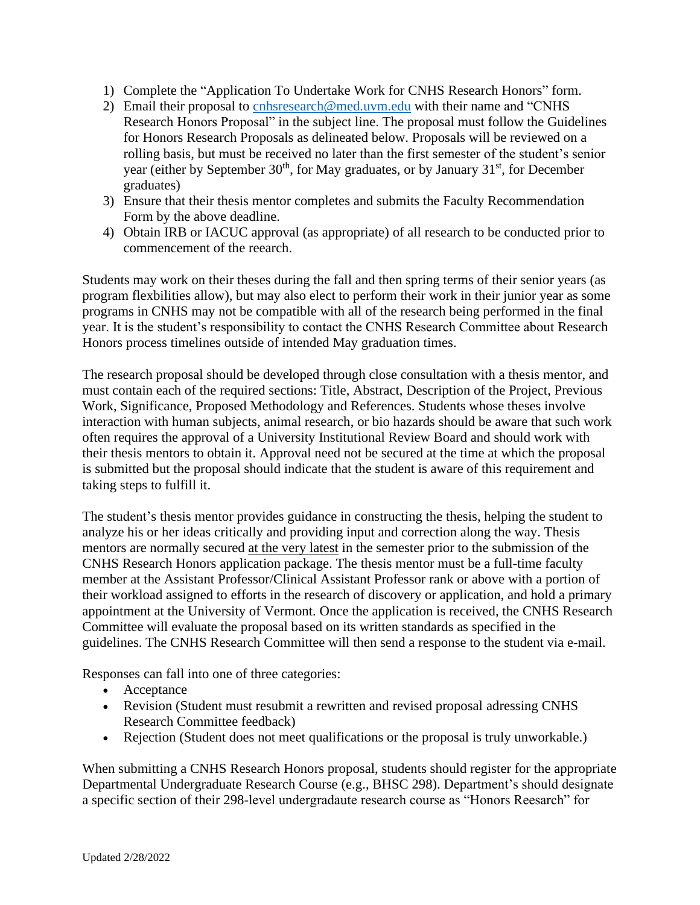1) Complete the "Application To Undertake Work for CNHS Research Honors" form.
2) Email their proposal to cnhsresearch@med.uvm.edu with their name and "CNHS Research Honors Proposal" in the subject line. The proposal must follow the Guidelines for Honors Research Proposals as delineated below. Proposals will be reviewed on a rolling basis, but must be received no later than the first semester of the student's senior year (either by September 30th, for May graduates, or by January 31st, for December graduates)
3) Ensure that their thesis mentor completes and submits the Faculty Recommendation Form by the above deadline.
4) Obtain IRB or IACUC approval (as appropriate) of all research to be conducted prior to commencement of the reearch.

Students may work on their theses during the fall and then spring terms of their senior years (as program flexbilities allow), but may also elect to perform their work in their junior year as some programs in CNHS may not be compatible with all of the research being performed in the final year. It is the student's responsibility to contact the CNHS Research Committee about Research Honors process timelines outside of intended May graduation times.

The research proposal should be developed through close consultation with a thesis mentor, and must contain each of the required sections: Title, Abstract, Description of the Project, Previous Work, Significance, Proposed Methodology and References. Students whose theses involve interaction with human subjects, animal research, or bio hazards should be aware that such work often requires the approval of a University Institutional Review Board and should work with their thesis mentors to obtain it. Approval need not be secured at the time at which the proposal is submitted but the proposal should indicate that the student is aware of this requirement and taking steps to fulfill it.

The student's thesis mentor provides guidance in constructing the thesis, helping the student to analyze his or her ideas critically and providing input and correction along the way. Thesis mentors are normally secured at the very latest in the semester prior to the submission of the CNHS Research Honors application package. The thesis mentor must be a full-time faculty member at the Assistant Professor/Clinical Assistant Professor rank or above with a portion of their workload assigned to efforts in the research of discovery or application, and hold a primary appointment at the University of Vermont. Once the application is received, the CNHS Research Committee will evaluate the proposal based on its written standards as specified in the guidelines. The CNHS Research Committee will then send a response to the student via e-mail.

Responses can fall into one of three categories:

- Acceptance
- Revision (Student must resubmit a rewritten and revised proposal adressing CNHS Research Committee feedback)
- Rejection (Student does not meet qualifications or the proposal is truly unworkable.)

When submitting a CNHS Research Honors proposal, students should register for the appropriate Departmental Undergraduate Research Course (e.g., BHSC 298). Department's should designate a specific section of their 298-level undergradaute research course as "Honors Reesarch" for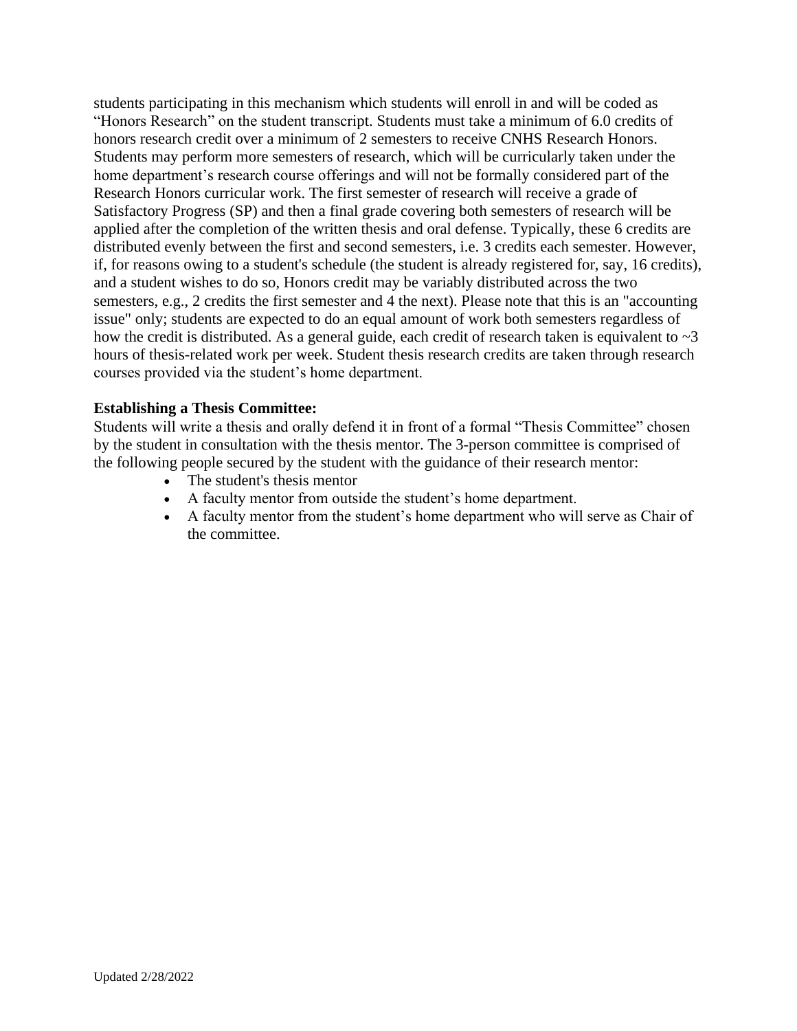students participating in this mechanism which students will enroll in and will be coded as "Honors Research" on the student transcript. Students must take a minimum of 6.0 credits of honors research credit over a minimum of 2 semesters to receive CNHS Research Honors. Students may perform more semesters of research, which will be curricularly taken under the home department's research course offerings and will not be formally considered part of the Research Honors curricular work. The first semester of research will receive a grade of Satisfactory Progress (SP) and then a final grade covering both semesters of research will be applied after the completion of the written thesis and oral defense. Typically, these 6 credits are distributed evenly between the first and second semesters, i.e. 3 credits each semester. However, if, for reasons owing to a student's schedule (the student is already registered for, say, 16 credits), and a student wishes to do so, Honors credit may be variably distributed across the two semesters, e.g., 2 credits the first semester and 4 the next). Please note that this is an "accounting issue" only; students are expected to do an equal amount of work both semesters regardless of how the credit is distributed. As a general guide, each credit of research taken is equivalent to ~3 hours of thesis-related work per week. Student thesis research credits are taken through research courses provided via the student's home department.

**Establishing a Thesis Committee:**

Students will write a thesis and orally defend it in front of a formal "Thesis Committee" chosen by the student in consultation with the thesis mentor. The 3-person committee is comprised of the following people secured by the student with the guidance of their research mentor:

- The student's thesis mentor
- A faculty mentor from outside the student's home department.
- A faculty mentor from the student's home department who will serve as Chair of the committee.

Updated 2/28/2022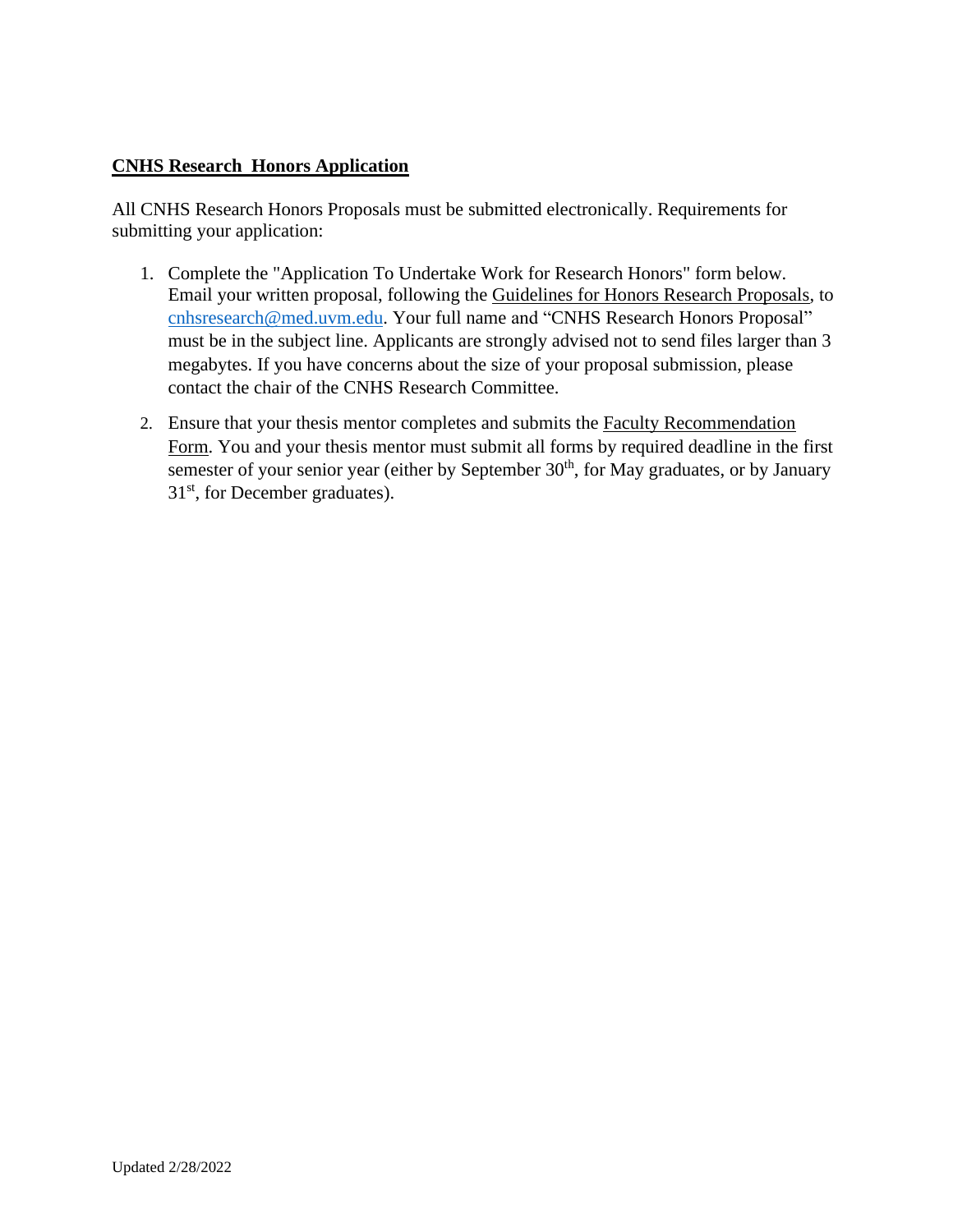**CNHS Research Honors Application**

All CNHS Research Honors Proposals must be submitted electronically. Requirements for submitting your application:

1. Complete the "Application To Undertake Work for Research Honors" form below. Email your written proposal, following the Guidelines for Honors Research Proposals, to cnhsresearch@med.uvm.edu. Your full name and "CNHS Research Honors Proposal" must be in the subject line. Applicants are strongly advised not to send files larger than 3 megabytes. If you have concerns about the size of your proposal submission, please contact the chair of the CNHS Research Committee.
2. Ensure that your thesis mentor completes and submits the Faculty Recommendation Form. You and your thesis mentor must submit all forms by required deadline in the first semester of your senior year (either by September 30th, for May graduates, or by January 31st, for December graduates).

Updated 2/28/2022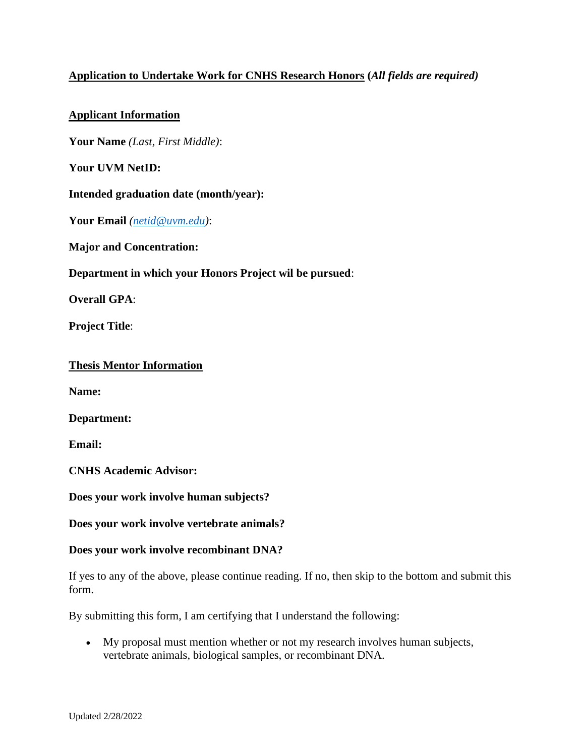**Application to Undertake Work for CNHS Research Honors** (***All fields are required)***

**Applicant Information**

**Your Name** *(Last, First Middle)*:

**Your UVM NetID:**

**Intended graduation date (month/year):**

**Your Email** *(netid@uvm.edu)*:

**Major and Concentration:**

**Department in which your Honors Project wil be pursued**:

**Overall GPA**:

**Project Title**:

**Thesis Mentor Information**

**Name:**

**Department:**

**Email:**

**CNHS Academic Advisor:**

**Does your work involve human subjects?**

**Does your work involve vertebrate animals?**

**Does your work involve recombinant DNA?**

If yes to any of the above, please continue reading. If no, then skip to the bottom and submit this form.

By submitting this form, I am certifying that I understand the following:

- My proposal must mention whether or not my research involves human subjects, vertebrate animals, biological samples, or recombinant DNA.

Updated 2/28/2022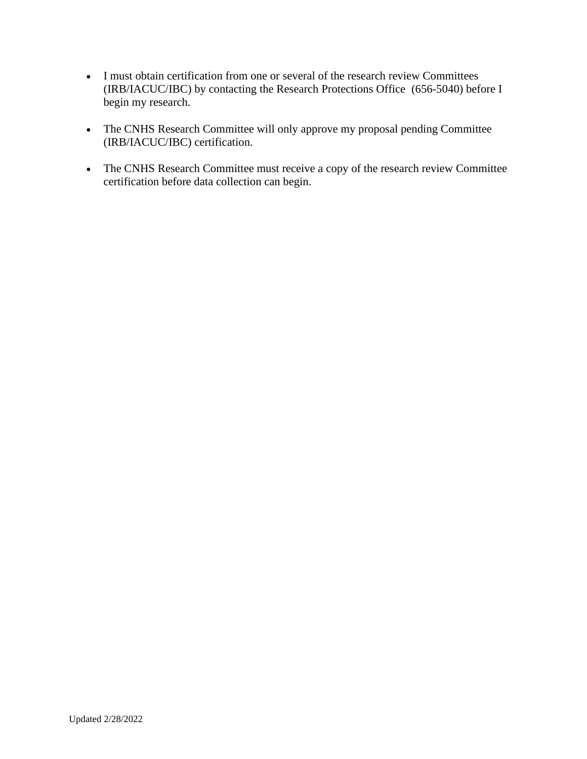- I must obtain certification from one or several of the research review Committees (IRB/IACUC/IBC) by contacting the Research Protections Office (656-5040) before I begin my research.

- The CNHS Research Committee will only approve my proposal pending Committee (IRB/IACUC/IBC) certification.

- The CNHS Research Committee must receive a copy of the research review Committee certification before data collection can begin.

Updated 2/28/2022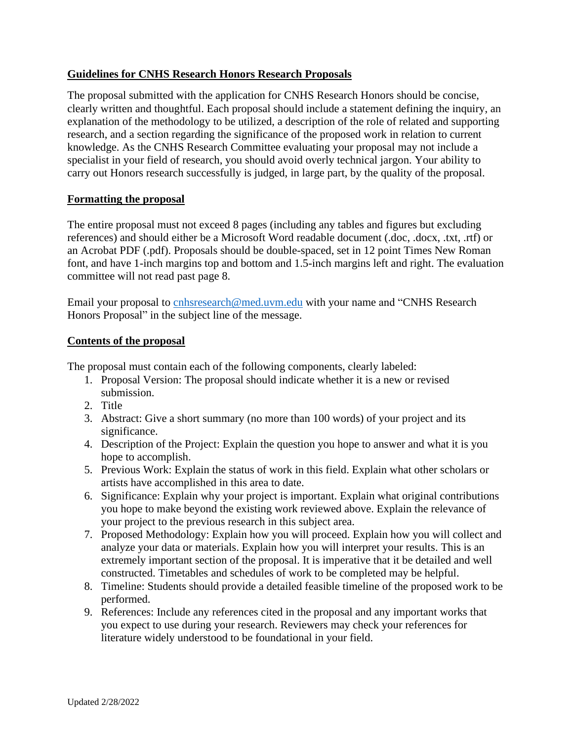## Guidelines for CNHS Research Honors Research Proposals

The proposal submitted with the application for CNHS Research Honors should be concise, clearly written and thoughtful. Each proposal should include a statement defining the inquiry, an explanation of the methodology to be utilized, a description of the role of related and supporting research, and a section regarding the significance of the proposed work in relation to current knowledge. As the CNHS Research Committee evaluating your proposal may not include a specialist in your field of research, you should avoid overly technical jargon. Your ability to carry out Honors research successfully is judged, in large part, by the quality of the proposal.

## Formatting the proposal

The entire proposal must not exceed 8 pages (including any tables and figures but excluding references) and should either be a Microsoft Word readable document (.doc, .docx, .txt, .rtf) or an Acrobat PDF (.pdf). Proposals should be double-spaced, set in 12 point Times New Roman font, and have 1-inch margins top and bottom and 1.5-inch margins left and right. The evaluation committee will not read past page 8.

Email your proposal to [cnhsresearch@med.uvm.edu](mailto:cnhsresearch@med.uvm.edu) with your name and "CNHS Research Honors Proposal" in the subject line of the message.

## Contents of the proposal

The proposal must contain each of the following components, clearly labeled:

1. Proposal Version: The proposal should indicate whether it is a new or revised submission.
2. Title
3. Abstract: Give a short summary (no more than 100 words) of your project and its significance.
4. Description of the Project: Explain the question you hope to answer and what it is you hope to accomplish.
5. Previous Work: Explain the status of work in this field. Explain what other scholars or artists have accomplished in this area to date.
6. Significance: Explain why your project is important. Explain what original contributions you hope to make beyond the existing work reviewed above. Explain the relevance of your project to the previous research in this subject area.
7. Proposed Methodology: Explain how you will proceed. Explain how you will collect and analyze your data or materials. Explain how you will interpret your results. This is an extremely important section of the proposal. It is imperative that it be detailed and well constructed. Timetables and schedules of work to be completed may be helpful.
8. Timeline: Students should provide a detailed feasible timeline of the proposed work to be performed.
9. References: Include any references cited in the proposal and any important works that you expect to use during your research. Reviewers may check your references for literature widely understood to be foundational in your field.

Updated 2/28/2022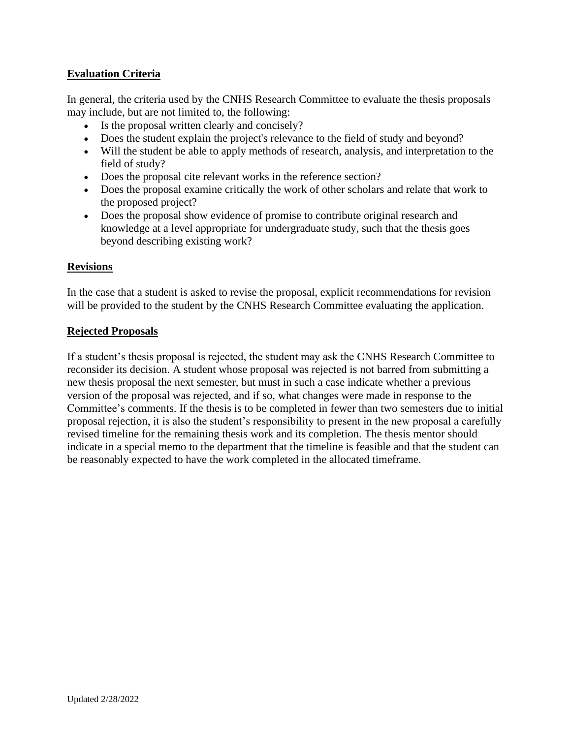## Evaluation Criteria

In general, the criteria used by the CNHS Research Committee to evaluate the thesis proposals may include, but are not limited to, the following:

- Is the proposal written clearly and concisely?
- Does the student explain the project's relevance to the field of study and beyond?
- Will the student be able to apply methods of research, analysis, and interpretation to the field of study?
- Does the proposal cite relevant works in the reference section?
- Does the proposal examine critically the work of other scholars and relate that work to the proposed project?
- Does the proposal show evidence of promise to contribute original research and knowledge at a level appropriate for undergraduate study, such that the thesis goes beyond describing existing work?

## Revisions

In the case that a student is asked to revise the proposal, explicit recommendations for revision will be provided to the student by the CNHS Research Committee evaluating the application.

## Rejected Proposals

If a student's thesis proposal is rejected, the student may ask the CNHS Research Committee to reconsider its decision. A student whose proposal was rejected is not barred from submitting a new thesis proposal the next semester, but must in such a case indicate whether a previous version of the proposal was rejected, and if so, what changes were made in response to the Committee's comments. If the thesis is to be completed in fewer than two semesters due to initial proposal rejection, it is also the student's responsibility to present in the new proposal a carefully revised timeline for the remaining thesis work and its completion. The thesis mentor should indicate in a special memo to the department that the timeline is feasible and that the student can be reasonably expected to have the work completed in the allocated timeframe.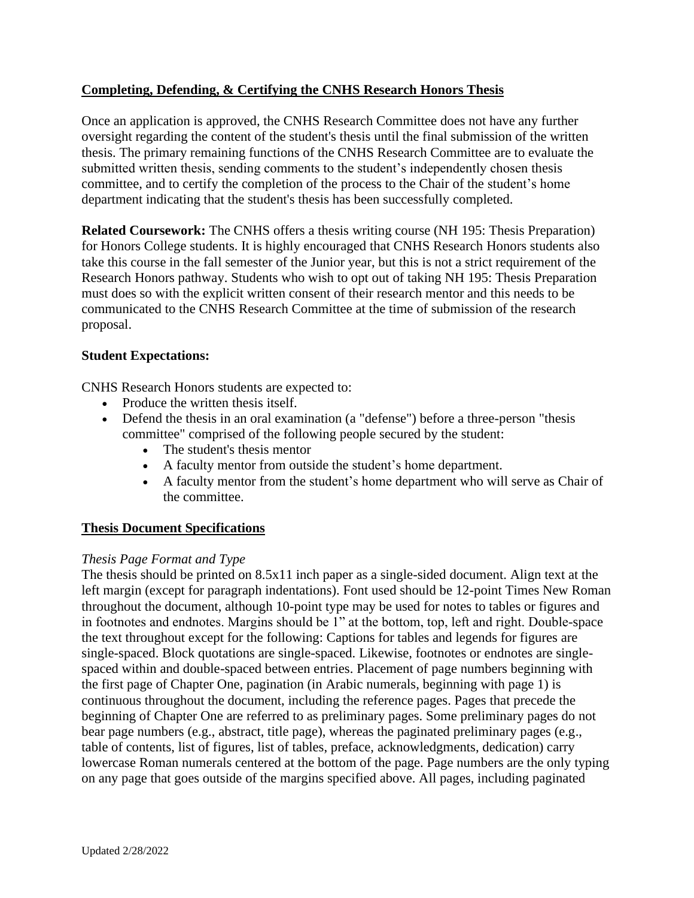## Completing, Defending, & Certifying the CNHS Research Honors Thesis

Once an application is approved, the CNHS Research Committee does not have any further oversight regarding the content of the student's thesis until the final submission of the written thesis. The primary remaining functions of the CNHS Research Committee are to evaluate the submitted written thesis, sending comments to the student's independently chosen thesis committee, and to certify the completion of the process to the Chair of the student's home department indicating that the student's thesis has been successfully completed.

**Related Coursework:** The CNHS offers a thesis writing course (NH 195: Thesis Preparation) for Honors College students. It is highly encouraged that CNHS Research Honors students also take this course in the fall semester of the Junior year, but this is not a strict requirement of the Research Honors pathway. Students who wish to opt out of taking NH 195: Thesis Preparation must does so with the explicit written consent of their research mentor and this needs to be communicated to the CNHS Research Committee at the time of submission of the research proposal.

### Student Expectations:

CNHS Research Honors students are expected to:

- Produce the written thesis itself.
- Defend the thesis in an oral examination (a "defense") before a three-person "thesis committee" comprised of the following people secured by the student:
    - The student's thesis mentor
    - A faculty mentor from outside the student's home department.
    - A faculty mentor from the student's home department who will serve as Chair of the committee.

## Thesis Document Specifications

*Thesis Page Format and Type*

The thesis should be printed on 8.5x11 inch paper as a single-sided document. Align text at the left margin (except for paragraph indentations). Font used should be 12-point Times New Roman throughout the document, although 10-point type may be used for notes to tables or figures and in footnotes and endnotes. Margins should be 1" at the bottom, top, left and right. Double-space the text throughout except for the following: Captions for tables and legends for figures are single-spaced. Block quotations are single-spaced. Likewise, footnotes or endnotes are single-spaced within and double-spaced between entries. Placement of page numbers beginning with the first page of Chapter One, pagination (in Arabic numerals, beginning with page 1) is continuous throughout the document, including the reference pages. Pages that precede the beginning of Chapter One are referred to as preliminary pages. Some preliminary pages do not bear page numbers (e.g., abstract, title page), whereas the paginated preliminary pages (e.g., table of contents, list of figures, list of tables, preface, acknowledgments, dedication) carry lowercase Roman numerals centered at the bottom of the page. Page numbers are the only typing on any page that goes outside of the margins specified above. All pages, including paginated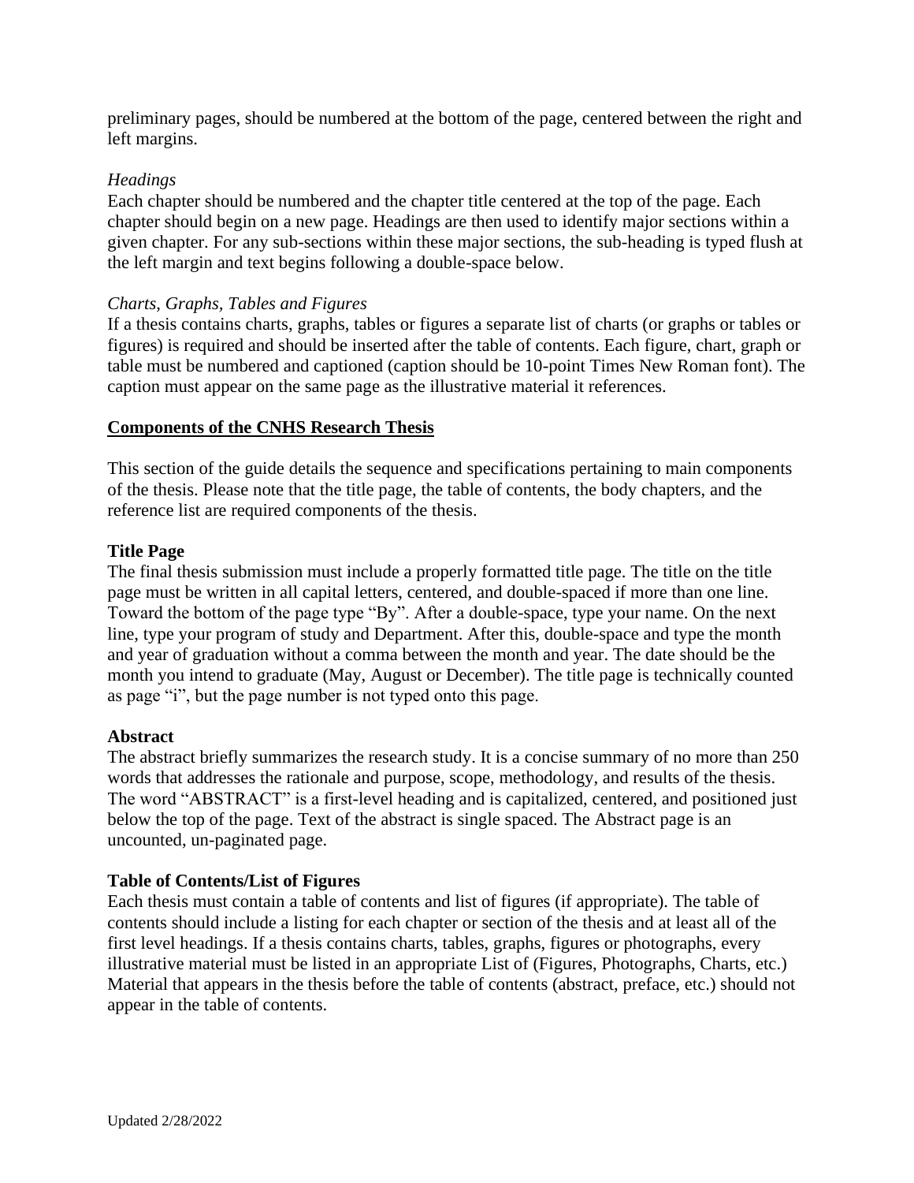preliminary pages, should be numbered at the bottom of the page, centered between the right and left margins.

*Headings*

Each chapter should be numbered and the chapter title centered at the top of the page. Each chapter should begin on a new page. Headings are then used to identify major sections within a given chapter. For any sub-sections within these major sections, the sub-heading is typed flush at the left margin and text begins following a double-space below.

*Charts, Graphs, Tables and Figures*

If a thesis contains charts, graphs, tables or figures a separate list of charts (or graphs or tables or figures) is required and should be inserted after the table of contents. Each figure, chart, graph or table must be numbered and captioned (caption should be 10-point Times New Roman font). The caption must appear on the same page as the illustrative material it references.

## <u>Components of the CNHS Research Thesis</u>

This section of the guide details the sequence and specifications pertaining to main components of the thesis. Please note that the title page, the table of contents, the body chapters, and the reference list are required components of the thesis.

### Title Page

The final thesis submission must include a properly formatted title page. The title on the title page must be written in all capital letters, centered, and double-spaced if more than one line. Toward the bottom of the page type "By". After a double-space, type your name. On the next line, type your program of study and Department. After this, double-space and type the month and year of graduation without a comma between the month and year. The date should be the month you intend to graduate (May, August or December). The title page is technically counted as page "i", but the page number is not typed onto this page.

### Abstract

The abstract briefly summarizes the research study. It is a concise summary of no more than 250 words that addresses the rationale and purpose, scope, methodology, and results of the thesis. The word "ABSTRACT" is a first-level heading and is capitalized, centered, and positioned just below the top of the page. Text of the abstract is single spaced. The Abstract page is an uncounted, un-paginated page.

### Table of Contents/List of Figures

Each thesis must contain a table of contents and list of figures (if appropriate). The table of contents should include a listing for each chapter or section of the thesis and at least all of the first level headings. If a thesis contains charts, tables, graphs, figures or photographs, every illustrative material must be listed in an appropriate List of (Figures, Photographs, Charts, etc.) Material that appears in the thesis before the table of contents (abstract, preface, etc.) should not appear in the table of contents.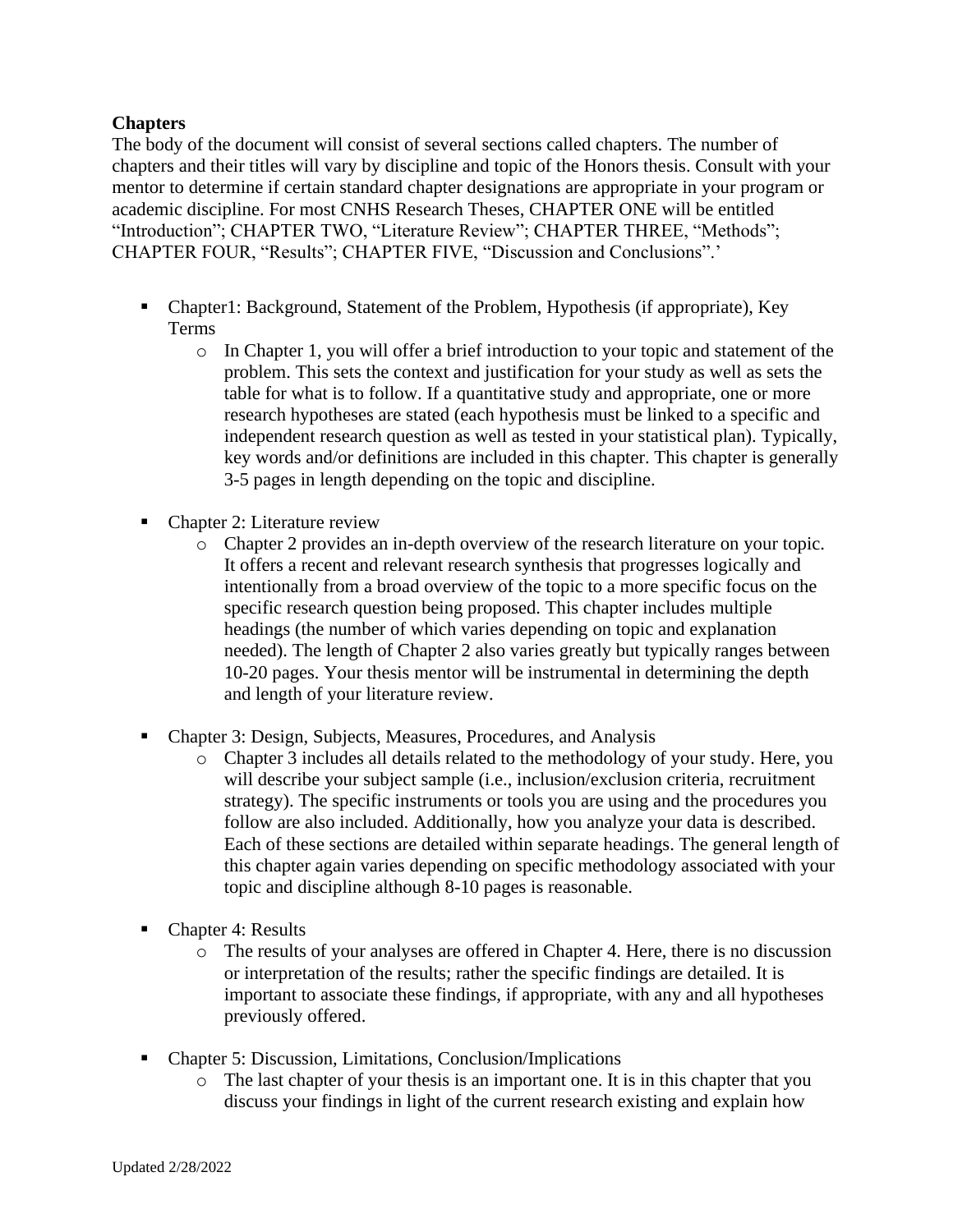**Chapters**

The body of the document will consist of several sections called chapters. The number of chapters and their titles will vary by discipline and topic of the Honors thesis. Consult with your mentor to determine if certain standard chapter designations are appropriate in your program or academic discipline. For most CNHS Research Theses, CHAPTER ONE will be entitled "Introduction"; CHAPTER TWO, "Literature Review"; CHAPTER THREE, "Methods"; CHAPTER FOUR, "Results"; CHAPTER FIVE, "Discussion and Conclusions".'

- Chapter1: Background, Statement of the Problem, Hypothesis (if appropriate), Key Terms
  - In Chapter 1, you will offer a brief introduction to your topic and statement of the problem. This sets the context and justification for your study as well as sets the table for what is to follow. If a quantitative study and appropriate, one or more research hypotheses are stated (each hypothesis must be linked to a specific and independent research question as well as tested in your statistical plan). Typically, key words and/or definitions are included in this chapter. This chapter is generally 3-5 pages in length depending on the topic and discipline.

- Chapter 2: Literature review
  - Chapter 2 provides an in-depth overview of the research literature on your topic. It offers a recent and relevant research synthesis that progresses logically and intentionally from a broad overview of the topic to a more specific focus on the specific research question being proposed. This chapter includes multiple headings (the number of which varies depending on topic and explanation needed). The length of Chapter 2 also varies greatly but typically ranges between 10-20 pages. Your thesis mentor will be instrumental in determining the depth and length of your literature review.

- Chapter 3: Design, Subjects, Measures, Procedures, and Analysis
  - Chapter 3 includes all details related to the methodology of your study. Here, you will describe your subject sample (i.e., inclusion/exclusion criteria, recruitment strategy). The specific instruments or tools you are using and the procedures you follow are also included. Additionally, how you analyze your data is described. Each of these sections are detailed within separate headings. The general length of this chapter again varies depending on specific methodology associated with your topic and discipline although 8-10 pages is reasonable.

- Chapter 4: Results
  - The results of your analyses are offered in Chapter 4. Here, there is no discussion or interpretation of the results; rather the specific findings are detailed. It is important to associate these findings, if appropriate, with any and all hypotheses previously offered.

- Chapter 5: Discussion, Limitations, Conclusion/Implications
  - The last chapter of your thesis is an important one. It is in this chapter that you discuss your findings in light of the current research existing and explain how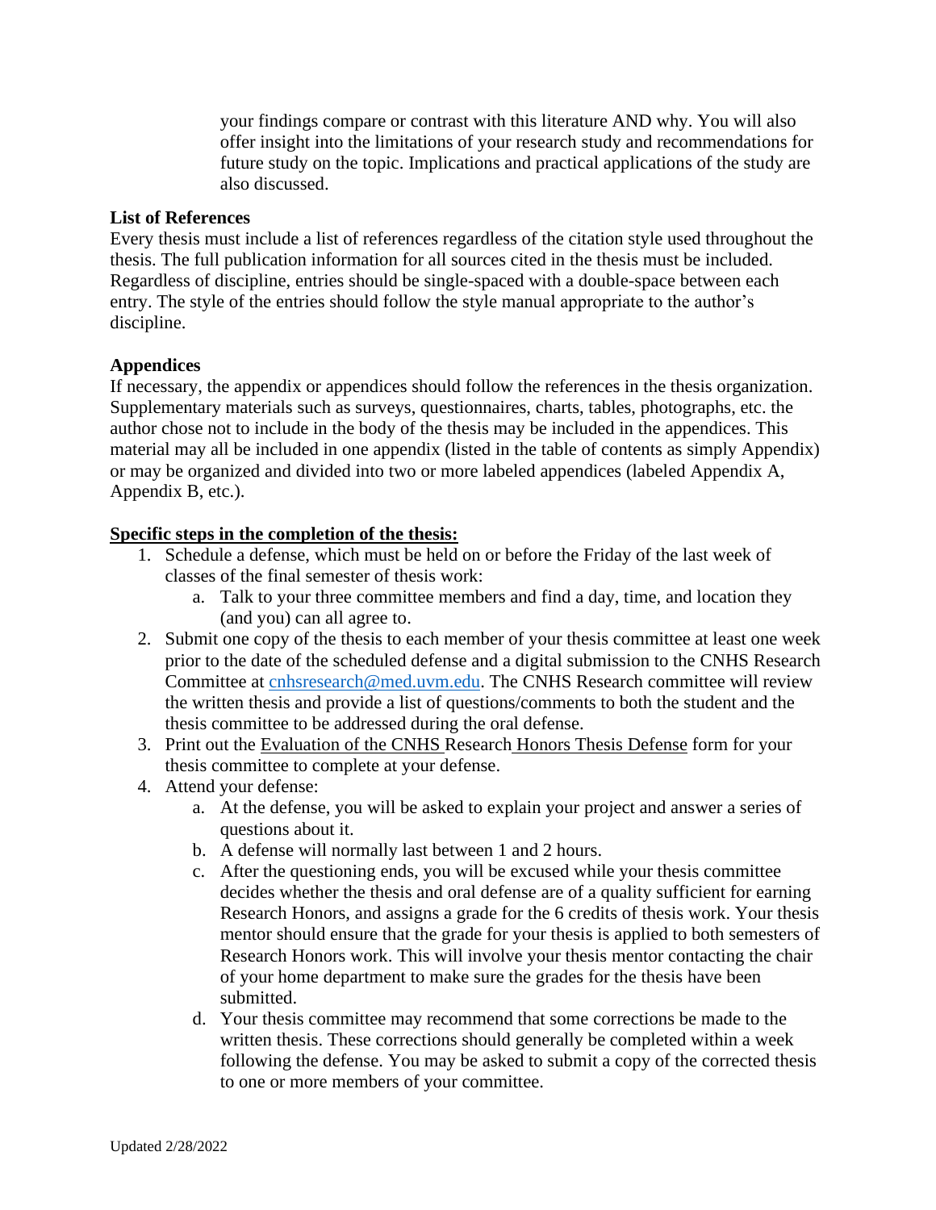your findings compare or contrast with this literature AND why. You will also offer insight into the limitations of your research study and recommendations for future study on the topic. Implications and practical applications of the study are also discussed.

**List of References**

Every thesis must include a list of references regardless of the citation style used throughout the thesis. The full publication information for all sources cited in the thesis must be included. Regardless of discipline, entries should be single-spaced with a double-space between each entry. The style of the entries should follow the style manual appropriate to the author's discipline.

**Appendices**

If necessary, the appendix or appendices should follow the references in the thesis organization. Supplementary materials such as surveys, questionnaires, charts, tables, photographs, etc. the author chose not to include in the body of the thesis may be included in the appendices. This material may all be included in one appendix (listed in the table of contents as simply Appendix) or may be organized and divided into two or more labeled appendices (labeled Appendix A, Appendix B, etc.).

**Specific steps in the completion of the thesis:**

1. Schedule a defense, which must be held on or before the Friday of the last week of classes of the final semester of thesis work:
   a. Talk to your three committee members and find a day, time, and location they (and you) can all agree to.
2. Submit one copy of the thesis to each member of your thesis committee at least one week prior to the date of the scheduled defense and a digital submission to the CNHS Research Committee at cnhsresearch@med.uvm.edu. The CNHS Research committee will review the written thesis and provide a list of questions/comments to both the student and the thesis committee to be addressed during the oral defense.
3. Print out the Evaluation of the CNHS Research Honors Thesis Defense form for your thesis committee to complete at your defense.
4. Attend your defense:
   a. At the defense, you will be asked to explain your project and answer a series of questions about it.
   b. A defense will normally last between 1 and 2 hours.
   c. After the questioning ends, you will be excused while your thesis committee decides whether the thesis and oral defense are of a quality sufficient for earning Research Honors, and assigns a grade for the 6 credits of thesis work. Your thesis mentor should ensure that the grade for your thesis is applied to both semesters of Research Honors work. This will involve your thesis mentor contacting the chair of your home department to make sure the grades for the thesis have been submitted.
   d. Your thesis committee may recommend that some corrections be made to the written thesis. These corrections should generally be completed within a week following the defense. You may be asked to submit a copy of the corrected thesis to one or more members of your committee.

Updated 2/28/2022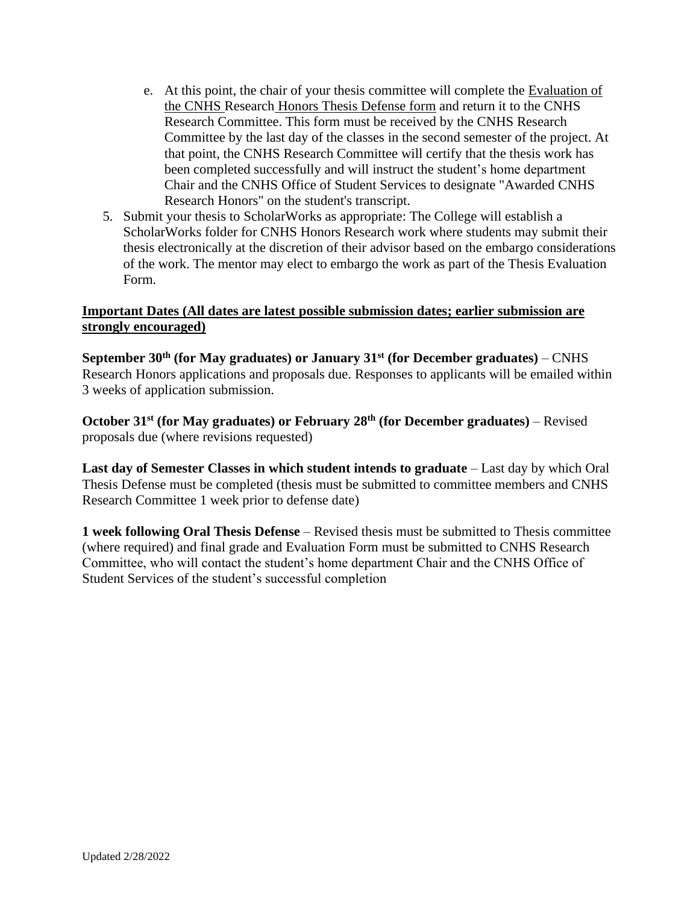e. At this point, the chair of your thesis committee will complete the Evaluation of the CNHS Research Honors Thesis Defense form and return it to the CNHS Research Committee. This form must be received by the CNHS Research Committee by the last day of the classes in the second semester of the project. At that point, the CNHS Research Committee will certify that the thesis work has been completed successfully and will instruct the student's home department Chair and the CNHS Office of Student Services to designate "Awarded CNHS Research Honors" on the student's transcript.

5. Submit your thesis to ScholarWorks as appropriate: The College will establish a ScholarWorks folder for CNHS Honors Research work where students may submit their thesis electronically at the discretion of their advisor based on the embargo considerations of the work. The mentor may elect to embargo the work as part of the Thesis Evaluation Form.

**Important Dates (All dates are latest possible submission dates; earlier submission are strongly encouraged)**

**September 30th (for May graduates) or January 31st (for December graduates)** – CNHS Research Honors applications and proposals due. Responses to applicants will be emailed within 3 weeks of application submission.

**October 31st (for May graduates) or February 28th (for December graduates)** – Revised proposals due (where revisions requested)

**Last day of Semester Classes in which student intends to graduate** – Last day by which Oral Thesis Defense must be completed (thesis must be submitted to committee members and CNHS Research Committee 1 week prior to defense date)

**1 week following Oral Thesis Defense** – Revised thesis must be submitted to Thesis committee (where required) and final grade and Evaluation Form must be submitted to CNHS Research Committee, who will contact the student's home department Chair and the CNHS Office of Student Services of the student's successful completion

Updated 2/28/2022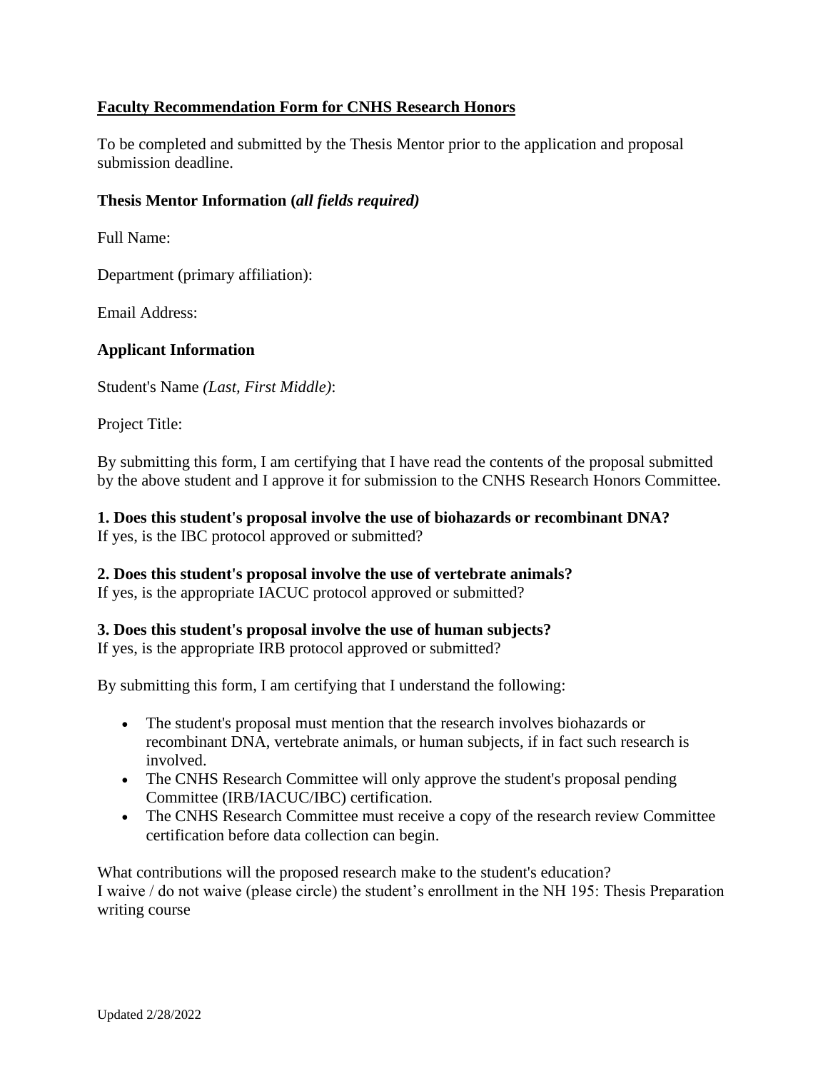**<u>Faculty Recommendation Form for CNHS Research Honors</u>**

To be completed and submitted by the Thesis Mentor prior to the application and proposal submission deadline.

**Thesis Mentor Information (*all fields required)***

Full Name:

Department (primary affiliation):

Email Address:

**Applicant Information**

Student's Name *(Last, First Middle)*:

Project Title:

By submitting this form, I am certifying that I have read the contents of the proposal submitted by the above student and I approve it for submission to the CNHS Research Honors Committee.

**1. Does this student's proposal involve the use of biohazards or recombinant DNA?**
If yes, is the IBC protocol approved or submitted?

**2. Does this student's proposal involve the use of vertebrate animals?**
If yes, is the appropriate IACUC protocol approved or submitted?

**3. Does this student's proposal involve the use of human subjects?**
If yes, is the appropriate IRB protocol approved or submitted?

By submitting this form, I am certifying that I understand the following:

- The student's proposal must mention that the research involves biohazards or recombinant DNA, vertebrate animals, or human subjects, if in fact such research is involved.
- The CNHS Research Committee will only approve the student's proposal pending Committee (IRB/IACUC/IBC) certification.
- The CNHS Research Committee must receive a copy of the research review Committee certification before data collection can begin.

What contributions will the proposed research make to the student's education?
I waive / do not waive (please circle) the student's enrollment in the NH 195: Thesis Preparation writing course

Updated 2/28/2022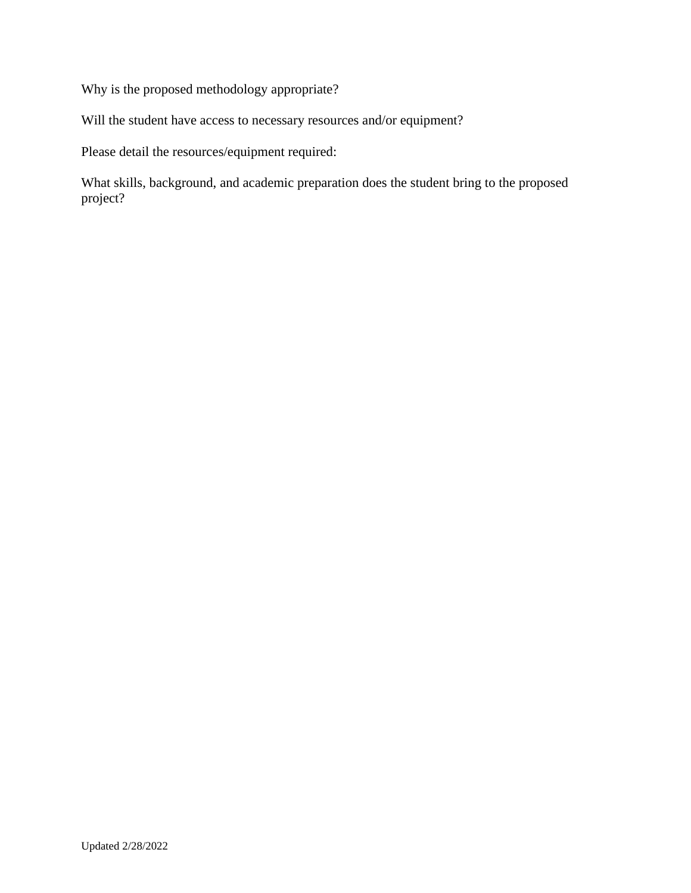Why is the proposed methodology appropriate?

Will the student have access to necessary resources and/or equipment?

Please detail the resources/equipment required:

What skills, background, and academic preparation does the student bring to the proposed project?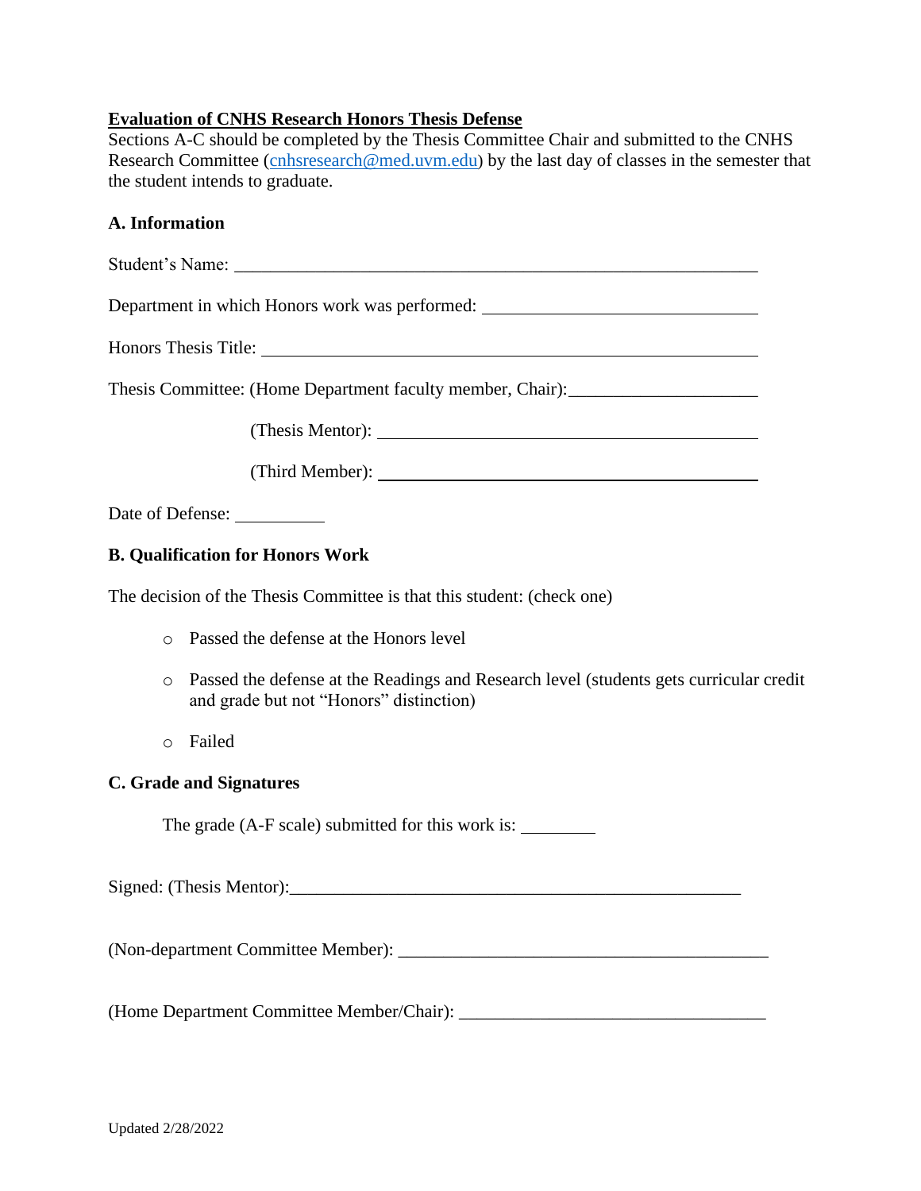**Evaluation of CNHS Research Honors Thesis Defense**

Sections A-C should be completed by the Thesis Committee Chair and submitted to the CNHS Research Committee (cnhsresearch@med.uvm.edu) by the last day of classes in the semester that the student intends to graduate.

### A. Information

Student's Name: ______________________________________________

Department in which Honors work was performed: ______________________

Honors Thesis Title: __________________________________________

Thesis Committee: (Home Department faculty member, Chair): ________________

(Thesis Mentor): _________________________________

(Third Member): _________________________________

Date of Defense: ________

### B. Qualification for Honors Work

The decision of the Thesis Committee is that this student: (check one)

- Passed the defense at the Honors level
- Passed the defense at the Readings and Research level (students gets curricular credit and grade but not "Honors" distinction)
- Failed

### C. Grade and Signatures

The grade (A-F scale) submitted for this work is: ______

Signed: (Thesis Mentor): ________________________________________

(Non-department Committee Member): ________________________________

(Home Department Committee Member/Chair): __________________________

Updated 2/28/2022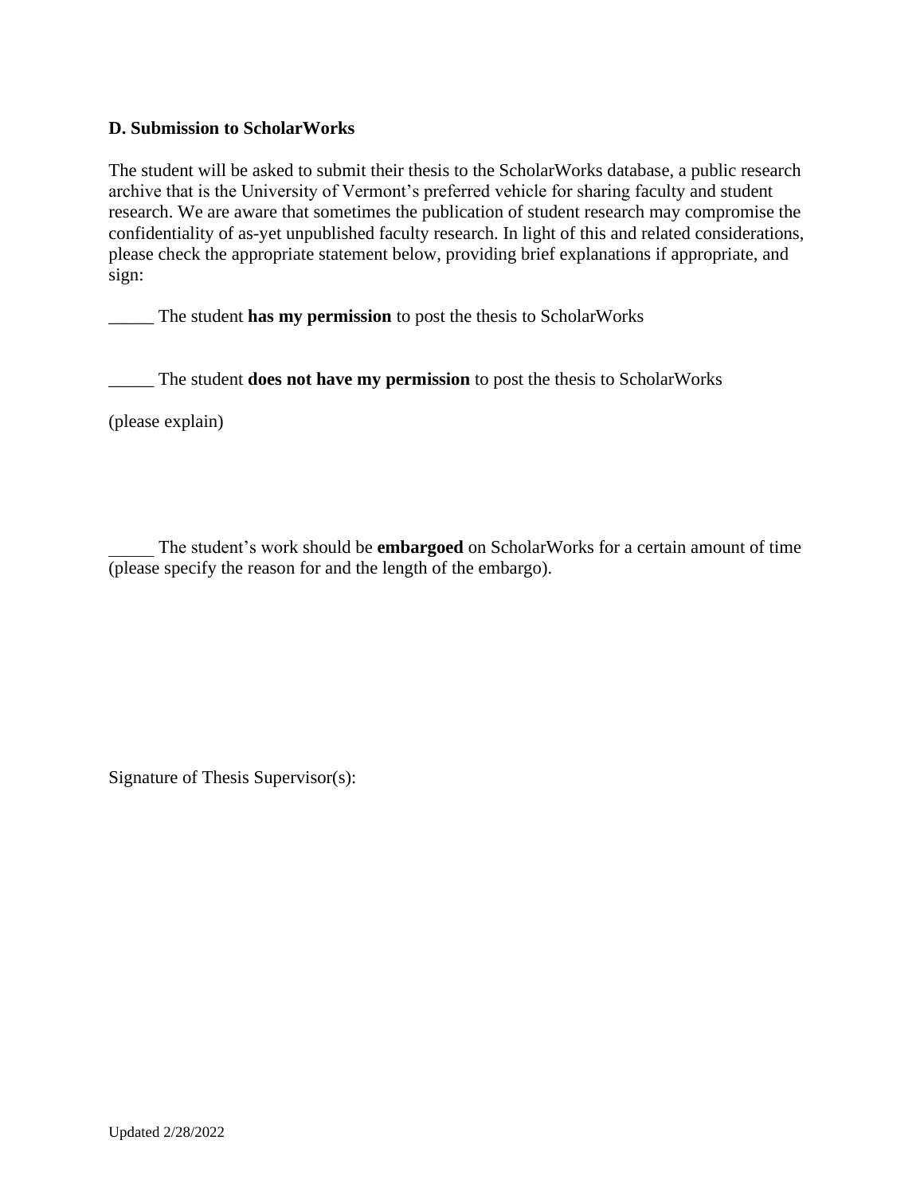**D. Submission to ScholarWorks**

The student will be asked to submit their thesis to the ScholarWorks database, a public research archive that is the University of Vermont's preferred vehicle for sharing faculty and student research. We are aware that sometimes the publication of student research may compromise the confidentiality of as-yet unpublished faculty research. In light of this and related considerations, please check the appropriate statement below, providing brief explanations if appropriate, and sign:

_____ The student **has my permission** to post the thesis to ScholarWorks

_____ The student **does not have my permission** to post the thesis to ScholarWorks

(please explain)

_____ The student's work should be **embargoed** on ScholarWorks for a certain amount of time (please specify the reason for and the length of the embargo).

Signature of Thesis Supervisor(s):

Updated 2/28/2022